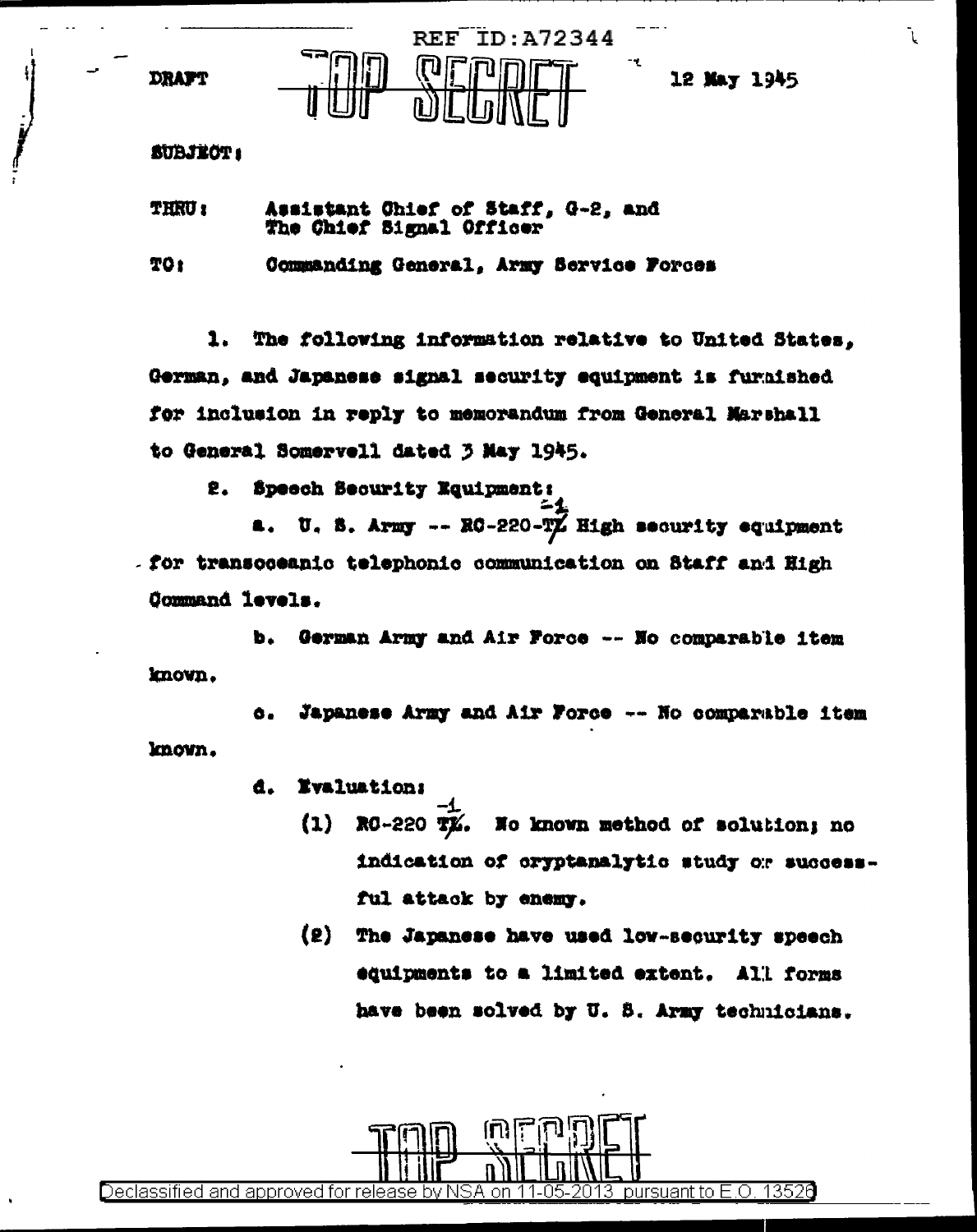DRAFT

TOP SECRET

12 May 1945

SUBJECT:

THRU: Assistant Chief of Staff, G-2, and The Chief Signal Officer

TO: Commanding General, Army Service Forces

1. The following information relative to United States, German, and Japanese signal security equipment is furnished for inclusion in reply to memorandum from General Marshall to General Somervell dated 3 May 1945.

2. Speech Security Equipment:

a. U. S. Army -- RC-220-T-1 High security equipment for transoceanic telephonic communication on Staff and High Command levels.

b. German Army and Air Force -- No comparable item known.

c. Japanese Army and Air Force -- No comparable item known.

d. Evaluation:

(1) RC-220 T-1. No known method of solution; no indication of cryptanalytic study or successful attack by enemy.

(2) The Japanese have used low-security speech equipments to a limited extent. All forms have been solved by U. S. Army technicians.

TOP SECRET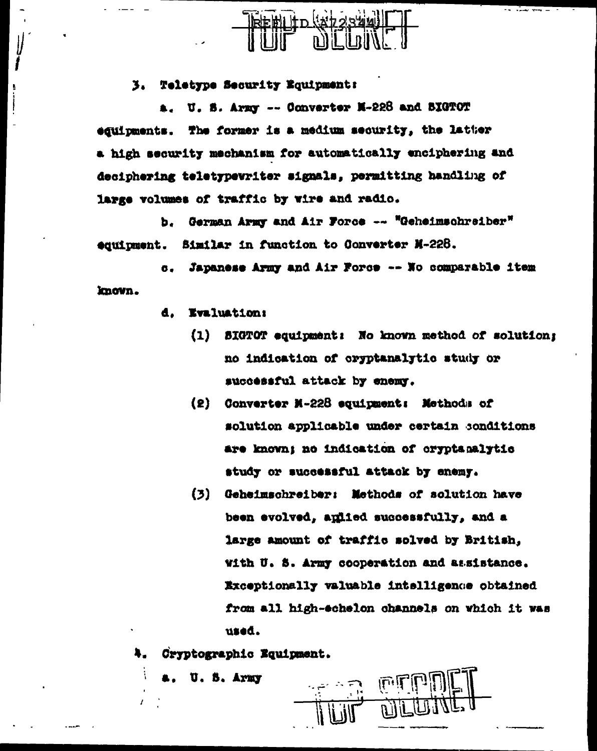3. Teletype Security Equipment:

a. U. S. Army -- Converter M-228 and SIGTOT equipments. The former is a medium security, the latter a high security mechanism for automatically enciphering and deciphering teletypewriter signals, permitting handling of large volumes of traffic by wire and radio.

b. German Army and Air Force -- "Geheimschreiber" equipment. Similar in function to Converter M-228.

c. Japanese Army and Air Force -- No comparable item known.

d. Evaluation:

(1) SIGTOT equipment: No known method of solution; no indication of cryptanalytic study or successful attack by enemy.

(2) Converter M-228 equipment: Methods of solution applicable under certain conditions are known; no indication of cryptanalytic study or successful attack by enemy.

(3) Geheimschreiber: Methods of solution have been evolved, applied successfully, and a large amount of traffic solved by British, with U. S. Army cooperation and assistance. Exceptionally valuable intelligence obtained from all high-echelon channels on which it was used.

4. Cryptographic Equipment.

a. U. S. Army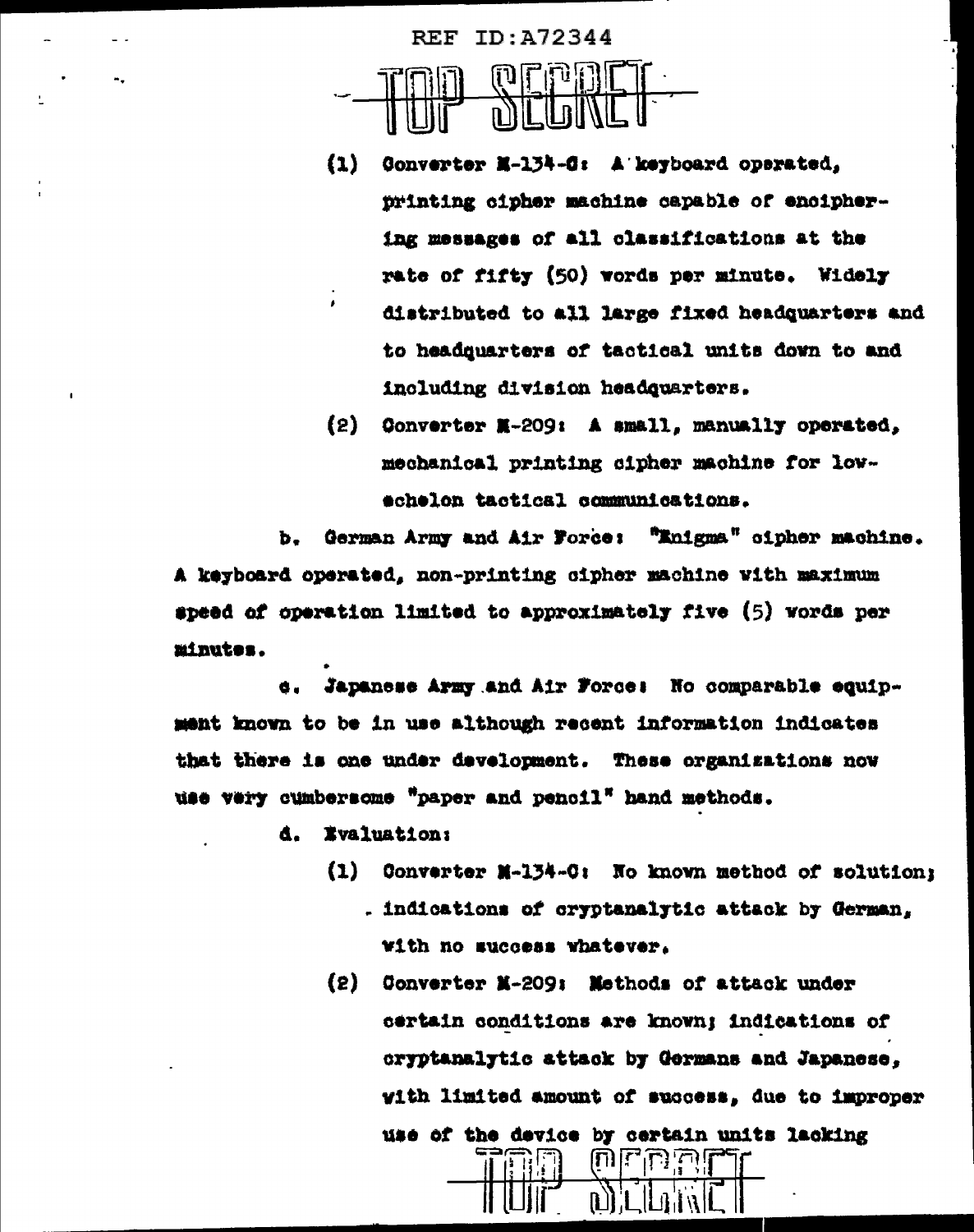(1) Converter M-134-C: A keyboard operated, printing cipher machine capable of enciphering messages of all classifications at the rate of fifty (50) words per minute. Widely distributed to all large fixed headquarters and to headquarters of tactical units down to and including division headquarters.

(2) Converter M-209: A small, manually operated, mechanical printing cipher machine for low-echelon tactical communications.

b. German Army and Air Force: "Enigma" cipher machine. A keyboard operated, non-printing cipher machine with maximum speed of operation limited to approximately five (5) words per minutes.

c. Japanese Army and Air Force: No comparable equipment known to be in use although recent information indicates that there is one under development. These organizations now use very cumbersome "paper and pencil" hand methods.

d. Evaluation:

(1) Converter M-134-C: No known method of solution; indications of cryptanalytic attack by German, with no success whatever.

(2) Converter M-209: Methods of attack under certain conditions are known; indications of cryptanalytic attack by Germans and Japanese, with limited amount of success, due to improper use of the device by certain units lacking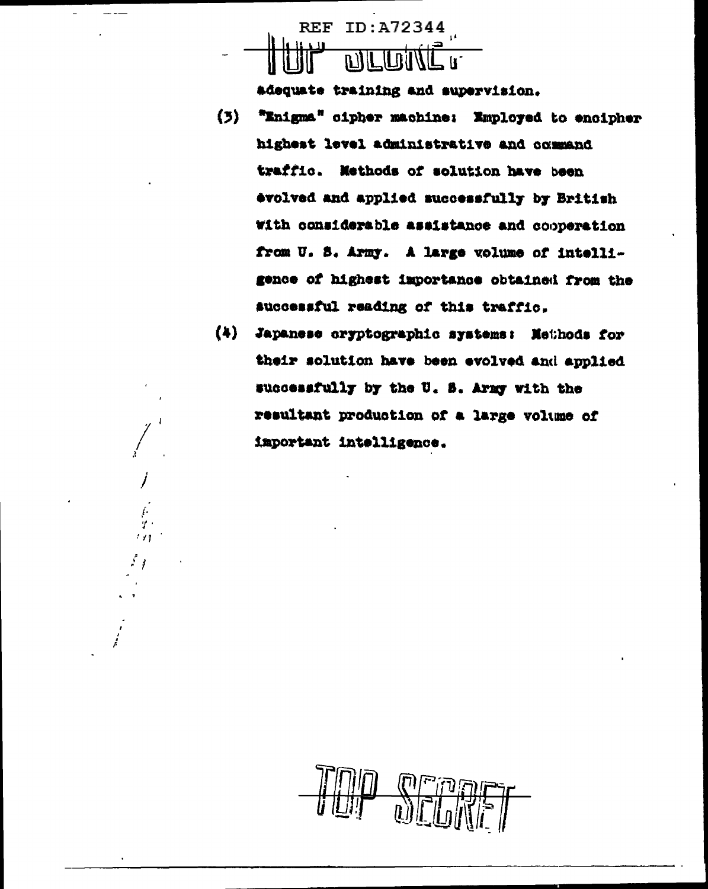adequate training and supervision.

(3) "Enigma" cipher machine: Employed to encipher highest level administrative and command traffic. Methods of solution have been evolved and applied successfully by British with considerable assistance and cooperation from U. S. Army. A large volume of intelligence of highest importance obtained from the successful reading of this traffic.

(4) Japanese cryptographic systems: Methods for their solution have been evolved and applied successfully by the U. S. Army with the resultant production of a large volume of important intelligence.